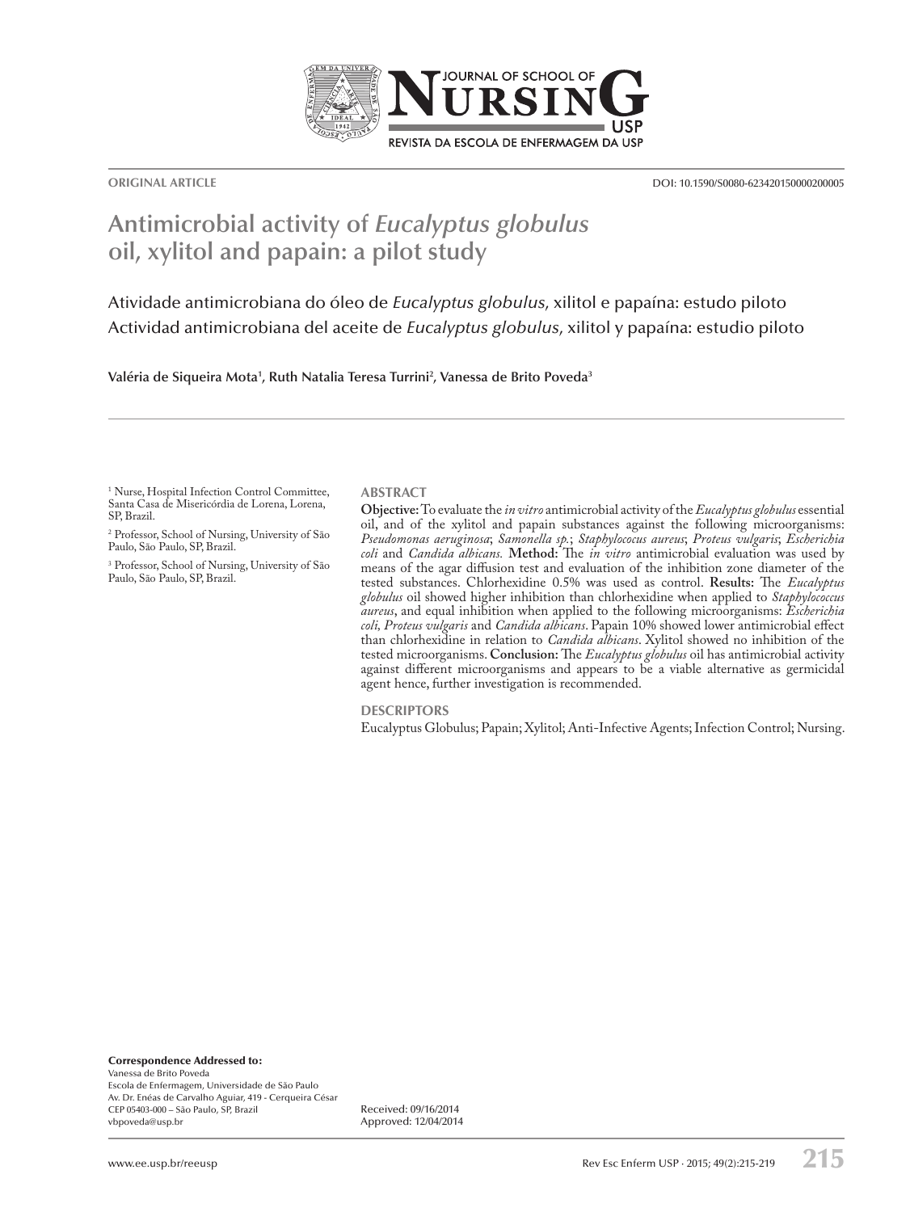ORIGINAL ARTICLE

DOI: 10.1590/S0080-623420150000200005

# Antimicrobial activity of *Eucalyptus globulus* oil, xylitol and papain: a pilot study

Atividade antimicrobiana do óleo de *Eucalyptus globulus*, xilitol e papaína: estudo piloto
Actividad antimicrobiana del aceite de *Eucalyptus globulus*, xilitol y papaína: estudio piloto

**Valéria de Siqueira Mota[1], Ruth Natalia Teresa Turrini[2], Vanessa de Brito Poveda[3]**

[1] Nurse, Hospital Infection Control Committee, Santa Casa de Misericórdia de Lorena, Lorena, SP, Brazil.

[2] Professor, School of Nursing, University of São Paulo, São Paulo, SP, Brazil.

[3] Professor, School of Nursing, University of São Paulo, São Paulo, SP, Brazil.

## ABSTRACT

**Objective:** To evaluate the *in vitro* antimicrobial activity of the *Eucalyptus globulus* essential oil, and of the xylitol and papain substances against the following microorganisms: *Pseudomonas aeruginosa*; *Samonella sp.*; *Staphylococus aureus*; *Proteus vulgaris*; *Escherichia coli* and *Candida albicans.* **Method:** The *in vitro* antimicrobial evaluation was used by means of the agar diffusion test and evaluation of the inhibition zone diameter of the tested substances. Chlorhexidine 0.5% was used as control. **Results:** The *Eucalyptus globulus* oil showed higher inhibition than chlorhexidine when applied to *Staphylococcus aureus*, and equal inhibition when applied to the following microorganisms: *Escherichia coli, Proteus vulgaris* and *Candida albicans*. Papain 10% showed lower antimicrobial effect than chlorhexidine in relation to *Candida albicans*. Xylitol showed no inhibition of the tested microorganisms. **Conclusion:** The *Eucalyptus globulus* oil has antimicrobial activity against different microorganisms and appears to be a viable alternative as germicidal agent hence, further investigation is recommended.

## DESCRIPTORS

Eucalyptus Globulus; Papain; Xylitol; Anti-Infective Agents; Infection Control; Nursing.

**Correspondence Addressed to:**
Vanessa de Brito Poveda
Escola de Enfermagem, Universidade de São Paulo
Av. Dr. Enéas de Carvalho Aguiar, 419 - Cerqueira César
CEP 05403-000 – São Paulo, SP, Brazil
vbpoveda@usp.br

Received: 09/16/2014
Approved: 12/04/2014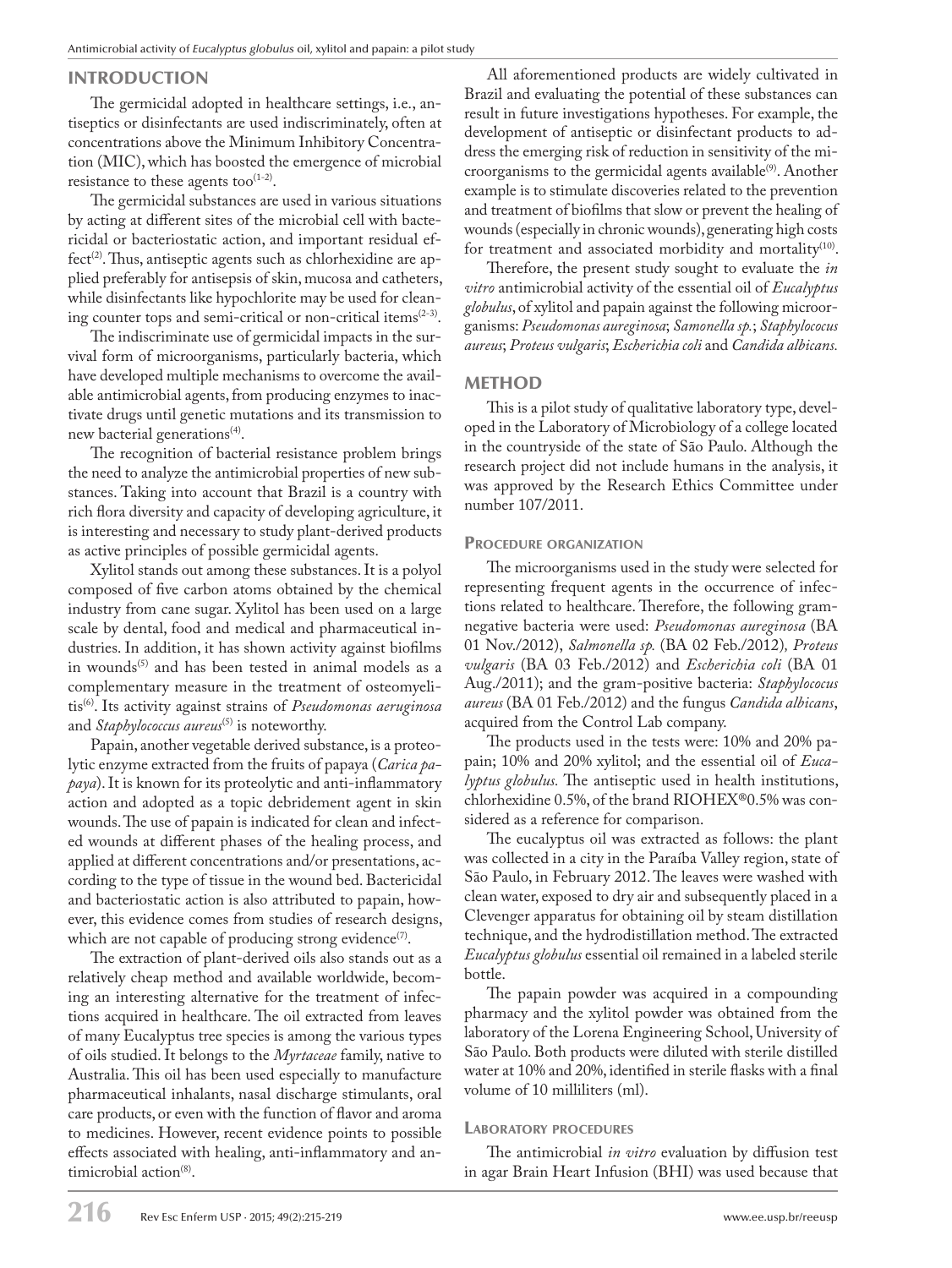## INTRODUCTION

The germicidal adopted in healthcare settings, i.e., antiseptics or disinfectants are used indiscriminately, often at concentrations above the Minimum Inhibitory Concentration (MIC), which has boosted the emergence of microbial resistance to these agents too[1-2].

The germicidal substances are used in various situations by acting at different sites of the microbial cell with bactericidal or bacteriostatic action, and important residual effect[2]. Thus, antiseptic agents such as chlorhexidine are applied preferably for antisepsis of skin, mucosa and catheters, while disinfectants like hypochlorite may be used for cleaning counter tops and semi-critical or non-critical items[2-3].

The indiscriminate use of germicidal impacts in the survival form of microorganisms, particularly bacteria, which have developed multiple mechanisms to overcome the available antimicrobial agents, from producing enzymes to inactivate drugs until genetic mutations and its transmission to new bacterial generations[4].

The recognition of bacterial resistance problem brings the need to analyze the antimicrobial properties of new substances. Taking into account that Brazil is a country with rich flora diversity and capacity of developing agriculture, it is interesting and necessary to study plant-derived products as active principles of possible germicidal agents.

Xylitol stands out among these substances. It is a polyol composed of five carbon atoms obtained by the chemical industry from cane sugar. Xylitol has been used on a large scale by dental, food and medical and pharmaceutical industries. In addition, it has shown activity against biofilms in wounds[5] and has been tested in animal models as a complementary measure in the treatment of osteomyelitis[6]. Its activity against strains of *Pseudomonas aeruginosa* and *Staphylococcus aureus*[5] is noteworthy.

Papain, another vegetable derived substance, is a proteolytic enzyme extracted from the fruits of papaya (*Carica papaya*). It is known for its proteolytic and anti-inflammatory action and adopted as a topic debridement agent in skin wounds. The use of papain is indicated for clean and infected wounds at different phases of the healing process, and applied at different concentrations and/or presentations, according to the type of tissue in the wound bed. Bactericidal and bacteriostatic action is also attributed to papain, however, this evidence comes from studies of research designs, which are not capable of producing strong evidence[7].

The extraction of plant-derived oils also stands out as a relatively cheap method and available worldwide, becoming an interesting alternative for the treatment of infections acquired in healthcare. The oil extracted from leaves of many Eucalyptus tree species is among the various types of oils studied. It belongs to the *Myrtaceae* family, native to Australia. This oil has been used especially to manufacture pharmaceutical inhalants, nasal discharge stimulants, oral care products, or even with the function of flavor and aroma to medicines. However, recent evidence points to possible effects associated with healing, anti-inflammatory and antimicrobial action[8].

All aforementioned products are widely cultivated in Brazil and evaluating the potential of these substances can result in future investigations hypotheses. For example, the development of antiseptic or disinfectant products to address the emerging risk of reduction in sensitivity of the microorganisms to the germicidal agents available[9]. Another example is to stimulate discoveries related to the prevention and treatment of biofilms that slow or prevent the healing of wounds (especially in chronic wounds), generating high costs for treatment and associated morbidity and mortality[10].

Therefore, the present study sought to evaluate the *in vitro* antimicrobial activity of the essential oil of *Eucalyptus globulus*, of xylitol and papain against the following microorganisms: *Pseudomonas aureginosa*; *Samonella sp.*; *Staphylococus aureus*; *Proteus vulgaris*; *Escherichia coli* and *Candida albicans.*

## METHOD

This is a pilot study of qualitative laboratory type, developed in the Laboratory of Microbiology of a college located in the countryside of the state of São Paulo. Although the research project did not include humans in the analysis, it was approved by the Research Ethics Committee under number 107/2011.

### Procedure organization

The microorganisms used in the study were selected for representing frequent agents in the occurrence of infections related to healthcare. Therefore, the following gram-negative bacteria were used: *Pseudomonas aureginosa* (BA 01 Nov./2012), *Salmonella sp.* (BA 02 Feb./2012), *Proteus vulgaris* (BA 03 Feb./2012) and *Escherichia coli* (BA 01 Aug./2011); and the gram-positive bacteria: *Staphylococus aureus* (BA 01 Feb./2012) and the fungus *Candida albicans*, acquired from the Control Lab company.

The products used in the tests were: 10% and 20% papain; 10% and 20% xylitol; and the essential oil of *Eucalyptus globulus.* The antiseptic used in health institutions, chlorhexidine 0.5%, of the brand RIOHEX®0.5% was considered as a reference for comparison.

The eucalyptus oil was extracted as follows: the plant was collected in a city in the Paraíba Valley region, state of São Paulo, in February 2012. The leaves were washed with clean water, exposed to dry air and subsequently placed in a Clevenger apparatus for obtaining oil by steam distillation technique, and the hydrodistillation method. The extracted *Eucalyptus globulus* essential oil remained in a labeled sterile bottle.

The papain powder was acquired in a compounding pharmacy and the xylitol powder was obtained from the laboratory of the Lorena Engineering School, University of São Paulo. Both products were diluted with sterile distilled water at 10% and 20%, identified in sterile flasks with a final volume of 10 milliliters (ml).

### Laboratory procedures

The antimicrobial *in vitro* evaluation by diffusion test in agar Brain Heart Infusion (BHI) was used because that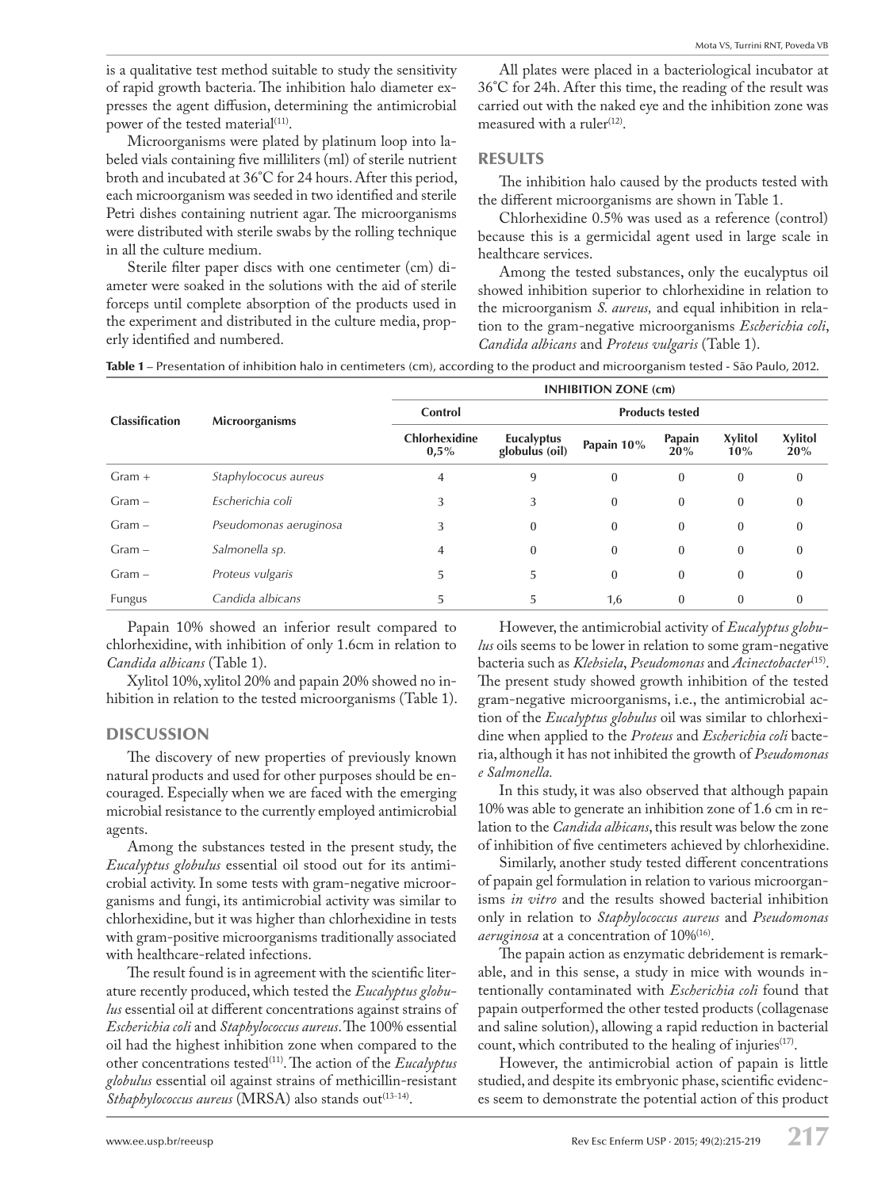is a qualitative test method suitable to study the sensitivity of rapid growth bacteria. The inhibition halo diameter expresses the agent diffusion, determining the antimicrobial power of the tested material[11].

Microorganisms were plated by platinum loop into labeled vials containing five milliliters (ml) of sterile nutrient broth and incubated at 36°C for 24 hours. After this period, each microorganism was seeded in two identified and sterile Petri dishes containing nutrient agar. The microorganisms were distributed with sterile swabs by the rolling technique in all the culture medium.

Sterile filter paper discs with one centimeter (cm) diameter were soaked in the solutions with the aid of sterile forceps until complete absorption of the products used in the experiment and distributed in the culture media, properly identified and numbered.

All plates were placed in a bacteriological incubator at 36°C for 24h. After this time, the reading of the result was carried out with the naked eye and the inhibition zone was measured with a ruler[12].

## RESULTS

The inhibition halo caused by the products tested with the different microorganisms are shown in Table 1.

Chlorhexidine 0.5% was used as a reference (control) because this is a germicidal agent used in large scale in healthcare services.

Among the tested substances, only the eucalyptus oil showed inhibition superior to chlorhexidine in relation to the microorganism *S. aureus,* and equal inhibition in relation to the gram-negative microorganisms *Escherichia coli*, *Candida albicans* and *Proteus vulgaris* (Table 1).

**Table 1** – Presentation of inhibition halo in centimeters (cm), according to the product and microorganism tested - São Paulo, 2012.

| Classification | Microorganisms | INHIBITION ZONE (cm) | | | | | |
|---|---|---|---|---|---|---|---|
| | | Control | Products tested | | | | |
| | | Chlorhexidine 0,5% | Eucalyptus globulus (oil) | Papain 10% | Papain 20% | Xylitol 10% | Xylitol 20% |
| Gram + | *Staphylococus aureus* | 4 | 9 | 0 | 0 | 0 | 0 |
| Gram – | *Escherichia coli* | 3 | 3 | 0 | 0 | 0 | 0 |
| Gram – | *Pseudomonas aeruginosa* | 3 | 0 | 0 | 0 | 0 | 0 |
| Gram – | *Salmonella sp.* | 4 | 0 | 0 | 0 | 0 | 0 |
| Gram – | *Proteus vulgaris* | 5 | 5 | 0 | 0 | 0 | 0 |
| Fungus | *Candida albicans* | 5 | 5 | 1,6 | 0 | 0 | 0 |

Papain 10% showed an inferior result compared to chlorhexidine, with inhibition of only 1.6cm in relation to *Candida albicans* (Table 1).

Xylitol 10%, xylitol 20% and papain 20% showed no inhibition in relation to the tested microorganisms (Table 1).

## DISCUSSION

The discovery of new properties of previously known natural products and used for other purposes should be encouraged. Especially when we are faced with the emerging microbial resistance to the currently employed antimicrobial agents.

Among the substances tested in the present study, the *Eucalyptus globulus* essential oil stood out for its antimicrobial activity. In some tests with gram-negative microorganisms and fungi, its antimicrobial activity was similar to chlorhexidine, but it was higher than chlorhexidine in tests with gram-positive microorganisms traditionally associated with healthcare-related infections.

The result found is in agreement with the scientific literature recently produced, which tested the *Eucalyptus globulus* essential oil at different concentrations against strains of *Escherichia coli* and *Staphylococcus aureus*. The 100% essential oil had the highest inhibition zone when compared to the other concentrations tested[11]. The action of the *Eucalyptus globulus* essential oil against strains of methicillin-resistant *Sthaphylococcus aureus* (MRSA) also stands out[13-14].

However, the antimicrobial activity of *Eucalyptus globulus* oils seems to be lower in relation to some gram-negative bacteria such as *Klebsiela*, *Pseudomonas* and *Acinectobacter*[15]. The present study showed growth inhibition of the tested gram-negative microorganisms, i.e., the antimicrobial action of the *Eucalyptus globulus* oil was similar to chlorhexidine when applied to the *Proteus* and *Escherichia coli* bacteria, although it has not inhibited the growth of *Pseudomonas e Salmonella.*

In this study, it was also observed that although papain 10% was able to generate an inhibition zone of 1.6 cm in relation to the *Candida albicans*, this result was below the zone of inhibition of five centimeters achieved by chlorhexidine.

Similarly, another study tested different concentrations of papain gel formulation in relation to various microorganisms *in vitro* and the results showed bacterial inhibition only in relation to *Staphylococcus aureus* and *Pseudomonas aeruginosa* at a concentration of 10%[16].

The papain action as enzymatic debridement is remarkable, and in this sense, a study in mice with wounds intentionally contaminated with *Escherichia coli* found that papain outperformed the other tested products (collagenase and saline solution), allowing a rapid reduction in bacterial count, which contributed to the healing of injuries[17].

However, the antimicrobial action of papain is little studied, and despite its embryonic phase, scientific evidences seem to demonstrate the potential action of this product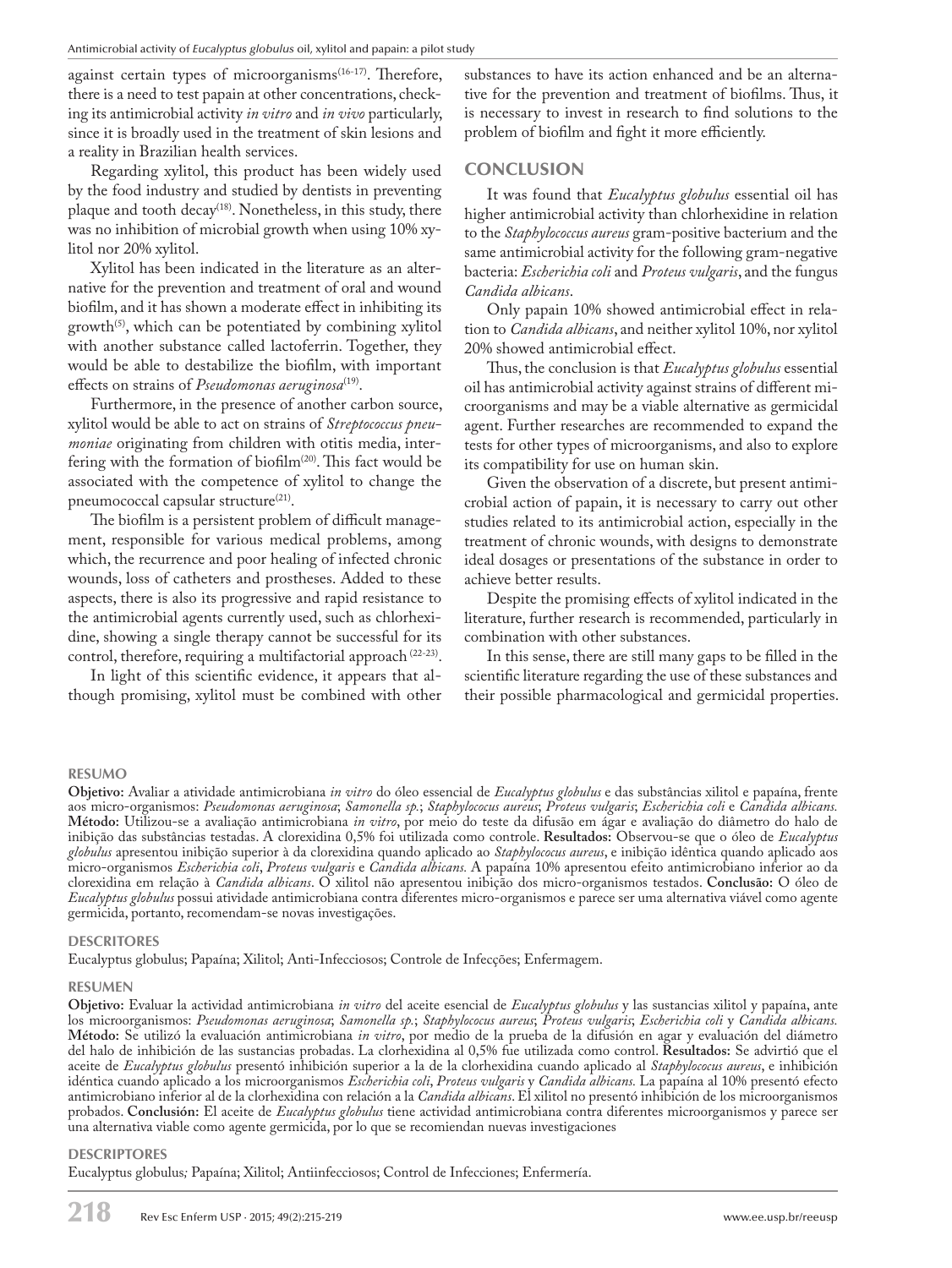against certain types of microorganisms[16-17]. Therefore, there is a need to test papain at other concentrations, checking its antimicrobial activity *in vitro* and *in vivo* particularly, since it is broadly used in the treatment of skin lesions and a reality in Brazilian health services.

Regarding xylitol, this product has been widely used by the food industry and studied by dentists in preventing plaque and tooth decay[18]. Nonetheless, in this study, there was no inhibition of microbial growth when using 10% xylitol nor 20% xylitol.

Xylitol has been indicated in the literature as an alternative for the prevention and treatment of oral and wound biofilm, and it has shown a moderate effect in inhibiting its growth[5], which can be potentiated by combining xylitol with another substance called lactoferrin. Together, they would be able to destabilize the biofilm, with important effects on strains of *Pseudomonas aeruginosa*[19].

Furthermore, in the presence of another carbon source, xylitol would be able to act on strains of *Streptococcus pneumoniae* originating from children with otitis media, interfering with the formation of biofilm[20]. This fact would be associated with the competence of xylitol to change the pneumococcal capsular structure[21].

The biofilm is a persistent problem of difficult management, responsible for various medical problems, among which, the recurrence and poor healing of infected chronic wounds, loss of catheters and prostheses. Added to these aspects, there is also its progressive and rapid resistance to the antimicrobial agents currently used, such as chlorhexidine, showing a single therapy cannot be successful for its control, therefore, requiring a multifactorial approach [22-23].

In light of this scientific evidence, it appears that although promising, xylitol must be combined with other substances to have its action enhanced and be an alternative for the prevention and treatment of biofilms. Thus, it is necessary to invest in research to find solutions to the problem of biofilm and fight it more efficiently.

## CONCLUSION

It was found that *Eucalyptus globulus* essential oil has higher antimicrobial activity than chlorhexidine in relation to the *Staphylococcus aureus* gram-positive bacterium and the same antimicrobial activity for the following gram-negative bacteria: *Escherichia coli* and *Proteus vulgaris*, and the fungus *Candida albicans*.

Only papain 10% showed antimicrobial effect in relation to *Candida albicans*, and neither xylitol 10%, nor xylitol 20% showed antimicrobial effect.

Thus, the conclusion is that *Eucalyptus globulus* essential oil has antimicrobial activity against strains of different microorganisms and may be a viable alternative as germicidal agent. Further researches are recommended to expand the tests for other types of microorganisms, and also to explore its compatibility for use on human skin.

Given the observation of a discrete, but present antimicrobial action of papain, it is necessary to carry out other studies related to its antimicrobial action, especially in the treatment of chronic wounds, with designs to demonstrate ideal dosages or presentations of the substance in order to achieve better results.

Despite the promising effects of xylitol indicated in the literature, further research is recommended, particularly in combination with other substances.

In this sense, there are still many gaps to be filled in the scientific literature regarding the use of these substances and their possible pharmacological and germicidal properties.

### RESUMO

**Objetivo:** Avaliar a atividade antimicrobiana *in vitro* do óleo essencial de *Eucalyptus globulus* e das substâncias xilitol e papaína, frente aos micro-organismos: *Pseudomonas aeruginosa*; *Samonella sp.*; *Staphylococus aureus*; *Proteus vulgaris*; *Escherichia coli* e *Candida albicans.* **Método:** Utilizou-se a avaliação antimicrobiana *in vitro*, por meio do teste da difusão em ágar e avaliação do diâmetro do halo de inibição das substâncias testadas. A clorexidina 0,5% foi utilizada como controle. **Resultados:** Observou-se que o óleo de *Eucalyptus globulus* apresentou inibição superior à da clorexidina quando aplicado ao *Staphylococus aureus*, e inibição idêntica quando aplicado aos micro-organismos *Escherichia coli*, *Proteus vulgaris* e *Candida albicans.* A papaína 10% apresentou efeito antimicrobiano inferior ao da clorexidina em relação à *Candida albicans*. O xilitol não apresentou inibição dos micro-organismos testados. **Conclusão:** O óleo de *Eucalyptus globulus* possui atividade antimicrobiana contra diferentes micro-organismos e parece ser uma alternativa viável como agente germicida, portanto, recomendam-se novas investigações.

### DESCRITORES

Eucalyptus globulus; Papaína; Xilitol; Anti-Infecciosos; Controle de Infecções; Enfermagem.

### RESUMEN

**Objetivo:** Evaluar la actividad antimicrobiana *in vitro* del aceite esencial de *Eucalyptus globulus* y las sustancias xilitol y papaína, ante los microorganismos: *Pseudomonas aeruginosa*; *Samonella sp.*; *Staphylococus aureus*; *Proteus vulgaris*; *Escherichia coli* y *Candida albicans.* **Método:** Se utilizó la evaluación antimicrobiana *in vitro*, por medio de la prueba de la difusión en agar y evaluación del diámetro del halo de inhibición de las sustancias probadas. La clorhexidina al 0,5% fue utilizada como control. **Resultados:** Se advirtió que el aceite de *Eucalyptus globulus* presentó inhibición superior a la de la clorhexidina cuando aplicado al *Staphylococus aureus*, e inhibición idéntica cuando aplicado a los microorganismos *Escherichia coli*, *Proteus vulgaris* y *Candida albicans.* La papaína al 10% presentó efecto antimicrobiano inferior al de la clorhexidina con relación a la *Candida albicans*. El xilitol no presentó inhibición de los microorganismos probados. **Conclusión:** El aceite de *Eucalyptus globulus* tiene actividad antimicrobiana contra diferentes microorganismos y parece ser una alternativa viable como agente germicida, por lo que se recomiendan nuevas investigaciones

### DESCRIPTORES

Eucalyptus globulus*;* Papaína; Xilitol; Antiinfecciosos; Control de Infecciones; Enfermería.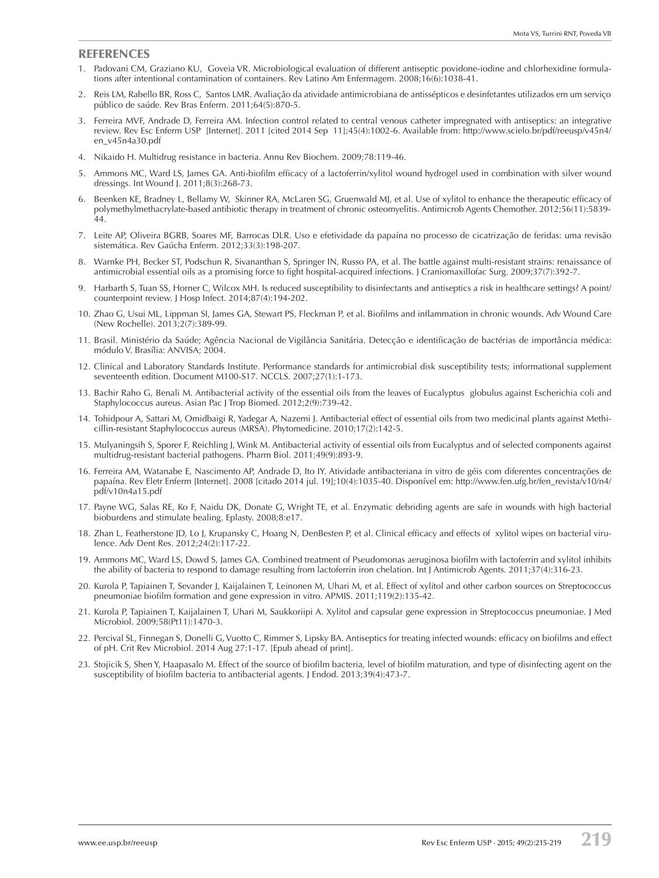## REFERENCES

1. Padovani CM, Graziano KU, Goveia VR. Microbiological evaluation of different antiseptic povidone-iodine and chlorhexidine formulations after intentional contamination of containers. Rev Latino Am Enfermagem. 2008;16(6):1038-41.

2. Reis LM, Rabello BR, Ross C, Santos LMR. Avaliação da atividade antimicrobiana de antissépticos e desinfetantes utilizados em um serviço público de saúde. Rev Bras Enferm. 2011;64(5):870-5.

3. Ferreira MVF, Andrade D, Ferreira AM. Infection control related to central venous catheter impregnated with antiseptics: an integrative review. Rev Esc Enferm USP [Internet]. 2011 [cited 2014 Sep 11];45(4):1002-6. Available from: http://www.scielo.br/pdf/reeusp/v45n4/en_v45n4a30.pdf

4. Nikaido H. Multidrug resistance in bacteria. Annu Rev Biochem. 2009;78:119-46.

5. Ammons MC, Ward LS, James GA. Anti-biofilm efficacy of a lactoferrin/xylitol wound hydrogel used in combination with silver wound dressings. Int Wound J. 2011;8(3):268-73.

6. Beenken KE, Bradney L, Bellamy W, Skinner RA, McLaren SG, Gruenwald MJ, et al. Use of xylitol to enhance the therapeutic efficacy of polymethylmethacrylate-based antibiotic therapy in treatment of chronic osteomyelitis. Antimicrob Agents Chemother. 2012;56(11):5839-44.

7. Leite AP, Oliveira BGRB, Soares MF, Barrocas DLR. Uso e efetividade da papaína no processo de cicatrização de feridas: uma revisão sistemática. Rev Gaúcha Enferm. 2012;33(3):198-207.

8. Warnke PH, Becker ST, Podschun R, Sivananthan S, Springer IN, Russo PA, et al. The battle against multi-resistant strains: renaissance of antimicrobial essential oils as a promising force to fight hospital-acquired infections. J Craniomaxillofac Surg. 2009;37(7):392-7.

9. Harbarth S, Tuan SS, Horner C, Wilcox MH. Is reduced susceptibility to disinfectants and antiseptics a risk in healthcare settings? A point/counterpoint review. J Hosp Infect. 2014;87(4):194-202.

10. Zhao G, Usui ML, Lippman SI, James GA, Stewart PS, Fleckman P, et al. Biofilms and inflammation in chronic wounds. Adv Wound Care (New Rochelle). 2013;2(7):389-99.

11. Brasil. Ministério da Saúde; Agência Nacional de Vigilância Sanitária. Detecção e identificação de bactérias de importância médica: módulo V. Brasília: ANVISA; 2004.

12. Clinical and Laboratory Standards Institute. Performance standards for antimicrobial disk susceptibility tests; informational supplement seventeenth edition. Document M100-S17. NCCLS. 2007;27(1):1-173.

13. Bachir Raho G, Benali M. Antibacterial activity of the essential oils from the leaves of Eucalyptus globulus against Escherichia coli and Staphylococcus aureus. Asian Pac J Trop Biomed. 2012;2(9):739-42.

14. Tohidpour A, Sattari M, Omidbaigi R, Yadegar A, Nazemi J. Antibacterial effect of essential oils from two medicinal plants against Methicillin-resistant Staphylococcus aureus (MRSA). Phytomedicine. 2010;17(2):142-5.

15. Mulyaningsih S, Sporer F, Reichling J, Wink M. Antibacterial activity of essential oils from Eucalyptus and of selected components against multidrug-resistant bacterial pathogens. Pharm Biol. 2011;49(9):893-9.

16. Ferreira AM, Watanabe E, Nascimento AP, Andrade D, Ito IY. Atividade antibacteriana in vitro de géis com diferentes concentrações de papaína. Rev Eletr Enferm [Internet]. 2008 [citado 2014 jul. 19];10(4):1035-40. Disponível em: http://www.fen.ufg.br/fen_revista/v10/n4/pdf/v10n4a15.pdf

17. Payne WG, Salas RE, Ko F, Naidu DK, Donate G, Wright TE, et al. Enzymatic debriding agents are safe in wounds with high bacterial bioburdens and stimulate healing. Eplasty. 2008;8:e17.

18. Zhan L, Featherstone JD, Lo J, Krupansky C, Hoang N, DenBesten P, et al. Clinical efficacy and effects of xylitol wipes on bacterial virulence. Adv Dent Res. 2012;24(2):117-22.

19. Ammons MC, Ward LS, Dowd S, James GA. Combined treatment of Pseudomonas aeruginosa biofilm with lactoferrin and xylitol inhibits the ability of bacteria to respond to damage resulting from lactoferrin iron chelation. Int J Antimicrob Agents. 2011;37(4):316-23.

20. Kurola P, Tapiainen T, Sevander J, Kaijalainen T, Leinonen M, Uhari M, et al. Effect of xylitol and other carbon sources on Streptococcus pneumoniae biofilm formation and gene expression in vitro. APMIS. 2011;119(2):135-42.

21. Kurola P, Tapiainen T, Kaijalainen T, Uhari M, Saukkoriipi A. Xylitol and capsular gene expression in Streptococcus pneumoniae. J Med Microbiol. 2009;58(Pt11):1470-3.

22. Percival SL, Finnegan S, Donelli G, Vuotto C, Rimmer S, Lipsky BA. Antiseptics for treating infected wounds: efficacy on biofilms and effect of pH. Crit Rev Microbiol. 2014 Aug 27:1-17. [Epub ahead of print].

23. Stojicik S, Shen Y, Haapasalo M. Effect of the source of biofilm bacteria, level of biofilm maturation, and type of disinfecting agent on the susceptibility of biofilm bacteria to antibacterial agents. J Endod. 2013;39(4):473-7.